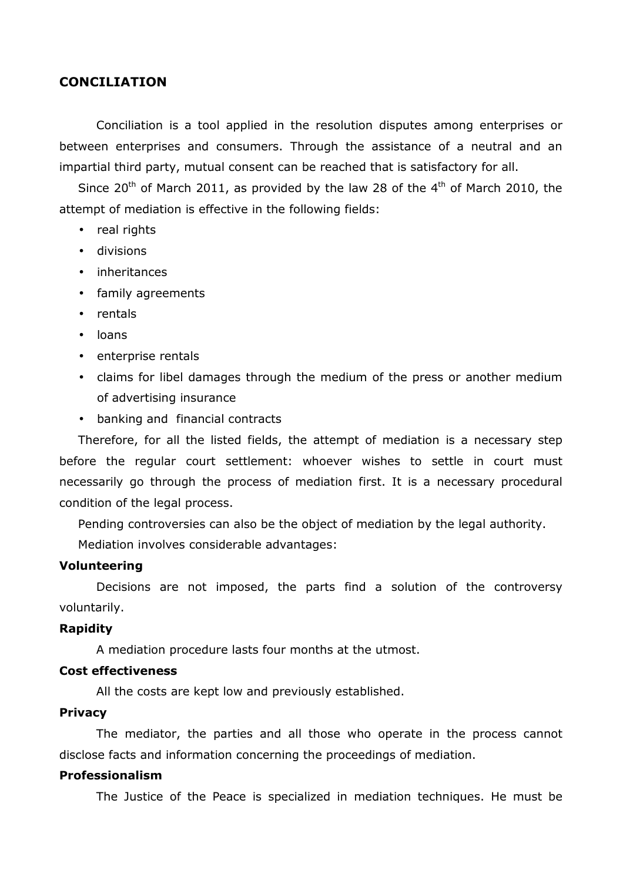## CONCILIATION

Conciliation is a tool applied in the resolution disputes among enterprises or between enterprises and consumers. Through the assistance of a neutral and an impartial third party, mutual consent can be reached that is satisfactory for all.

Since 20th of March 2011, as provided by the law 28 of the 4th of March 2010, the attempt of mediation is effective in the following fields:

- real rights
- divisions
- inheritances
- family agreements
- rentals
- loans
- enterprise rentals
- claims for libel damages through the medium of the press or another medium of advertising insurance
- banking and financial contracts

Therefore, for all the listed fields, the attempt of mediation is a necessary step before the regular court settlement: whoever wishes to settle in court must necessarily go through the process of mediation first. It is a necessary procedural condition of the legal process.

Pending controversies can also be the object of mediation by the legal authority.

Mediation involves considerable advantages:

**Volunteering**

Decisions are not imposed, the parts find a solution of the controversy voluntarily.

**Rapidity**

A mediation procedure lasts four months at the utmost.

**Cost effectiveness**

All the costs are kept low and previously established.

**Privacy**

The mediator, the parties and all those who operate in the process cannot disclose facts and information concerning the proceedings of mediation.

**Professionalism**

The Justice of the Peace is specialized in mediation techniques. He must be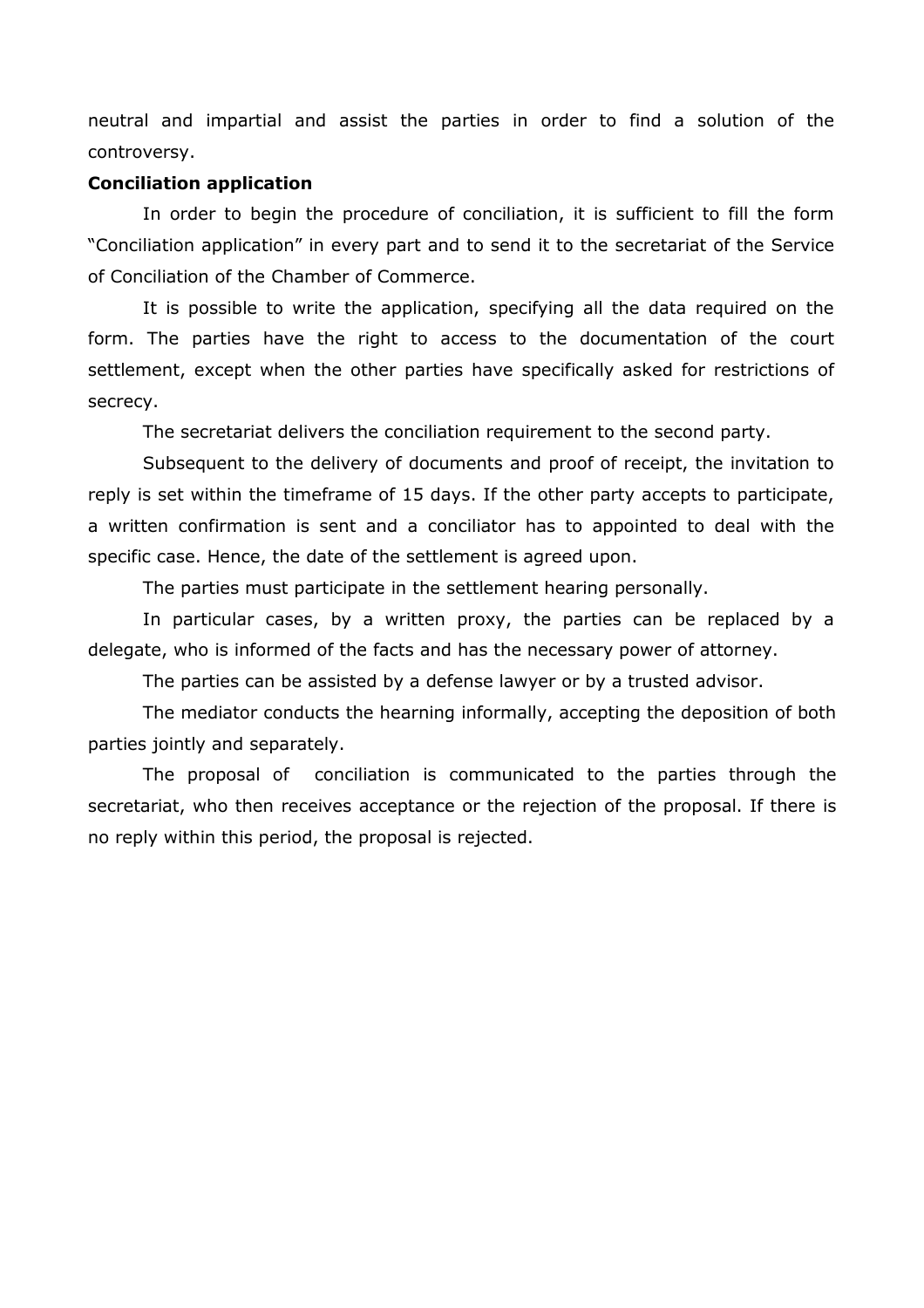neutral and impartial and assist the parties in order to find a solution of the controversy.

**Conciliation application**

In order to begin the procedure of conciliation, it is sufficient to fill the form "Conciliation application" in every part and to send it to the secretariat of the Service of Conciliation of the Chamber of Commerce.

It is possible to write the application, specifying all the data required on the form. The parties have the right to access to the documentation of the court settlement, except when the other parties have specifically asked for restrictions of secrecy.

The secretariat delivers the conciliation requirement to the second party.

Subsequent to the delivery of documents and proof of receipt, the invitation to reply is set within the timeframe of 15 days. If the other party accepts to participate, a written confirmation is sent and a conciliator has to appointed to deal with the specific case. Hence, the date of the settlement is agreed upon.

The parties must participate in the settlement hearing personally.

In particular cases, by a written proxy, the parties can be replaced by a delegate, who is informed of the facts and has the necessary power of attorney.

The parties can be assisted by a defense lawyer or by a trusted advisor.

The mediator conducts the hearning informally, accepting the deposition of both parties jointly and separately.

The proposal of conciliation is communicated to the parties through the secretariat, who then receives acceptance or the rejection of the proposal. If there is no reply within this period, the proposal is rejected.